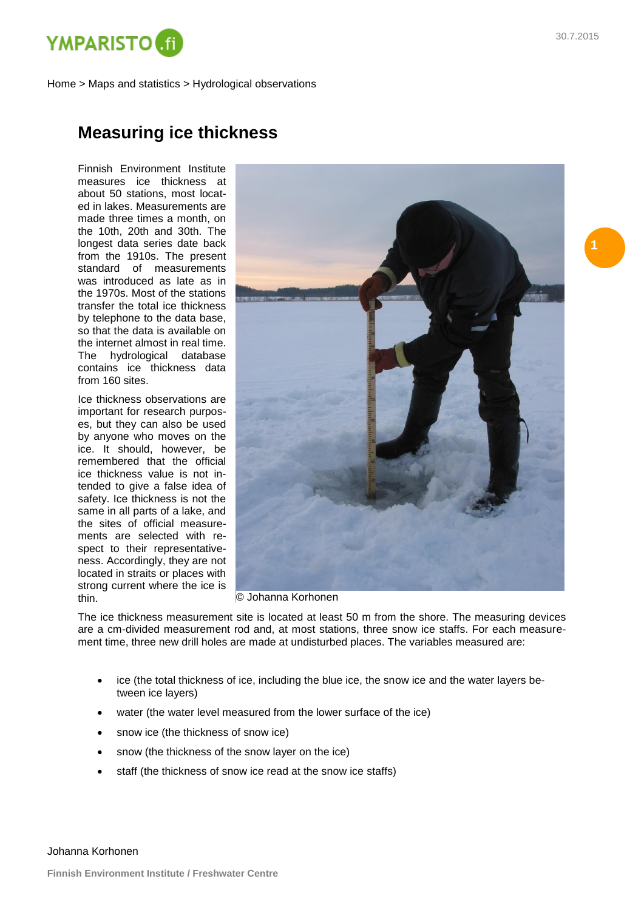Home > Maps and statistics > Hydrological observations

# Measuring ice thickness

Finnish Environment Institute measures ice thickness at about 50 stations, most located in lakes. Measurements are made three times a month, on the 10th, 20th and 30th. The longest data series date back from the 1910s. The present standard of measurements was introduced as late as in the 1970s. Most of the stations transfer the total ice thickness by telephone to the data base, so that the data is available on the internet almost in real time. The hydrological database contains ice thickness data from 160 sites.

Ice thickness observations are important for research purposes, but they can also be used by anyone who moves on the ice. It should, however, be remembered that the official ice thickness value is not intended to give a false idea of safety. Ice thickness is not the same in all parts of a lake, and the sites of official measurements are selected with respect to their representativeness. Accordingly, they are not located in straits or places with strong current where the ice is thin.

© Johanna Korhonen

The ice thickness measurement site is located at least 50 m from the shore. The measuring devices are a cm-divided measurement rod and, at most stations, three snow ice staffs. For each measurement time, three new drill holes are made at undisturbed places. The variables measured are:

- ice (the total thickness of ice, including the blue ice, the snow ice and the water layers between ice layers)
- water (the water level measured from the lower surface of the ice)
- snow ice (the thickness of snow ice)
- snow (the thickness of the snow layer on the ice)
- staff (the thickness of snow ice read at the snow ice staffs)

Johanna Korhonen

**Finnish Environment Institute / Freshwater Centre**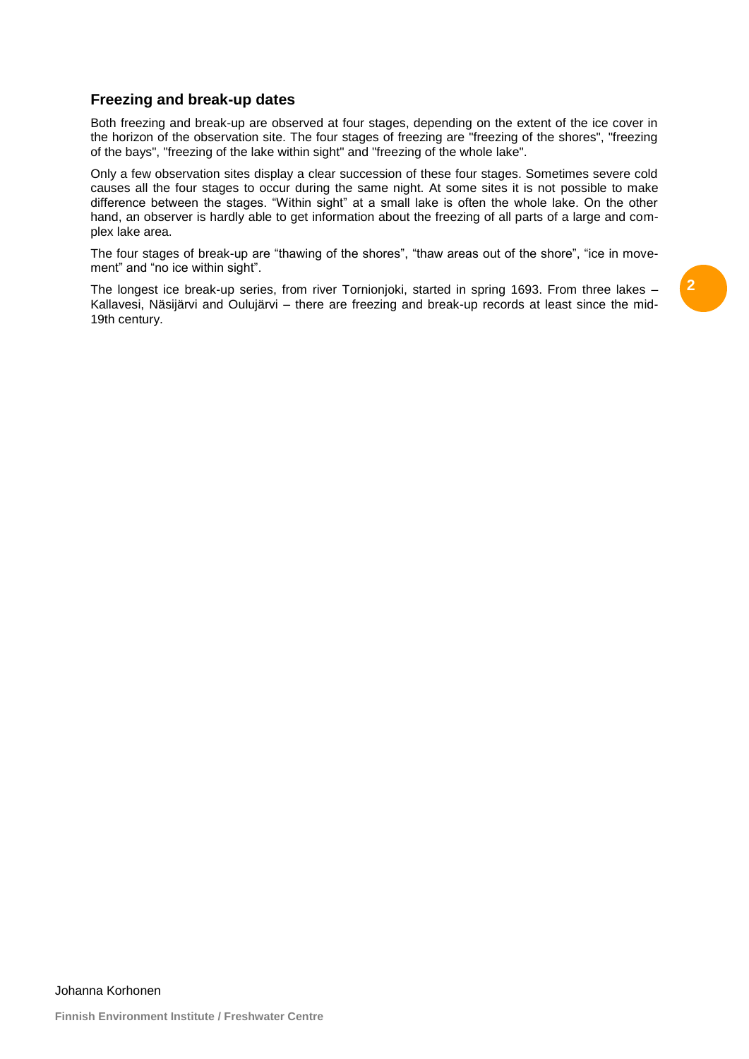## Freezing and break-up dates

Both freezing and break-up are observed at four stages, depending on the extent of the ice cover in the horizon of the observation site. The four stages of freezing are "freezing of the shores", "freezing of the bays", "freezing of the lake within sight" and "freezing of the whole lake".

Only a few observation sites display a clear succession of these four stages. Sometimes severe cold causes all the four stages to occur during the same night. At some sites it is not possible to make difference between the stages. “Within sight” at a small lake is often the whole lake. On the other hand, an observer is hardly able to get information about the freezing of all parts of a large and complex lake area.

The four stages of break-up are “thawing of the shores”, “thaw areas out of the shore”, “ice in movement” and “no ice within sight”.

The longest ice break-up series, from river Tornionjoki, started in spring 1693. From three lakes – Kallavesi, Näsijärvi and Oulujärvi – there are freezing and break-up records at least since the mid-19th century.

Johanna Korhonen

**Finnish Environment Institute / Freshwater Centre**